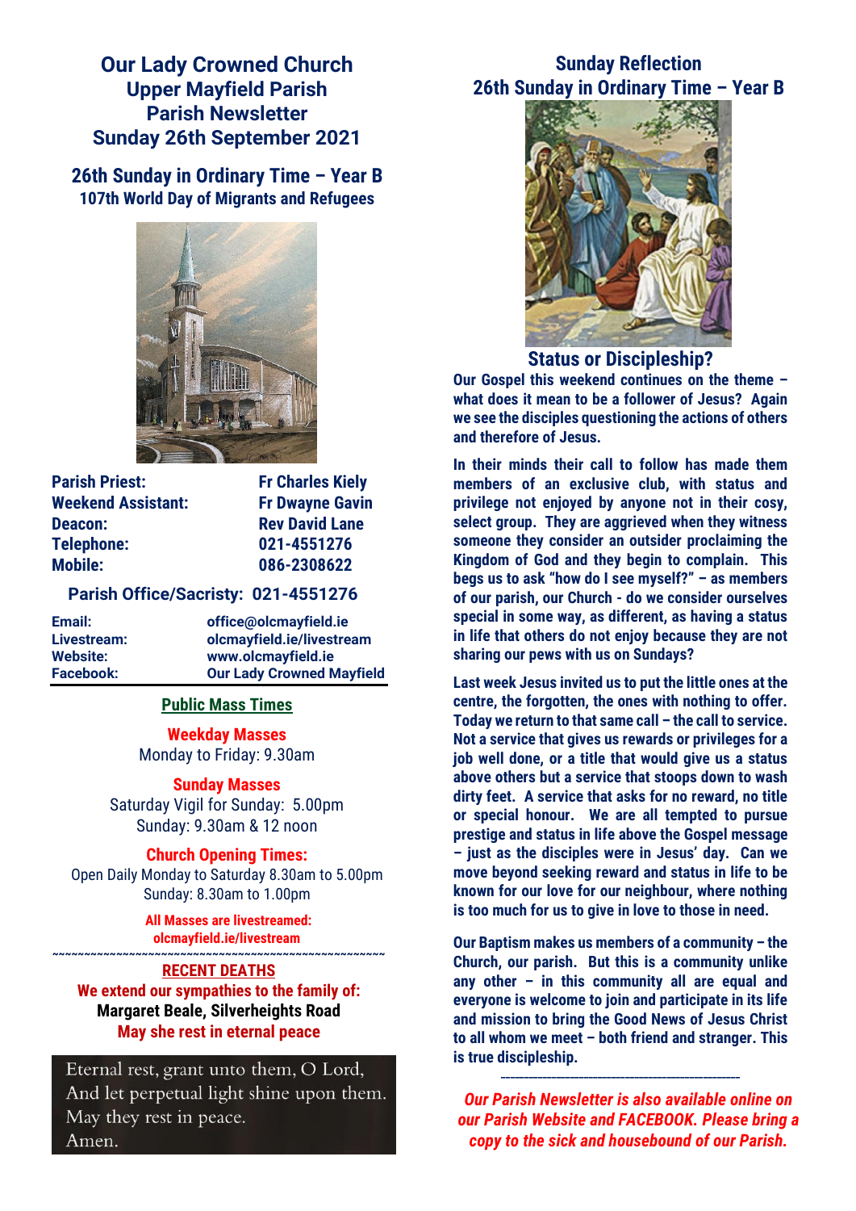# Our Lady Crowned Church
# Upper Mayfield Parish
# Parish Newsletter
# Sunday 26th September 2021

## 26th Sunday in Ordinary Time – Year B
### 107th World Day of Migrants and Refugees

| | |
|---|---|
| **Parish Priest:** | **Fr Charles Kiely** |
| **Weekend Assistant:** | **Fr Dwayne Gavin** |
| **Deacon:** | **Rev David Lane** |
| **Telephone:** | **021-4551276** |
| **Mobile:** | **086-2308622** |

**Parish Office/Sacristy: 021-4551276**

| | |
|---|---|
| **Email:** | **office@olcmayfield.ie** |
| **Livestream:** | **olcmayfield.ie/livestream** |
| **Website:** | **www.olcmayfield.ie** |
| **Facebook:** | **Our Lady Crowned Mayfield** |

## Public Mass Times

**Weekday Masses**
Monday to Friday: 9.30am

**Sunday Masses**
Saturday Vigil for Sunday: 5.00pm
Sunday: 9.30am & 12 noon

**Church Opening Times:**
Open Daily Monday to Saturday 8.30am to 5.00pm
Sunday: 8.30am to 1.00pm

**All Masses are livestreamed:**
**olcmayfield.ie/livestream**

~~~~~~~~~~~~~~~~~~~~~~~~~~~~~~~~~~~~~~~~~~~~~~~~

## RECENT DEATHS

**We extend our sympathies to the family of:**
**Margaret Beale, Silverheights Road**
**May she rest in eternal peace**

Eternal rest, grant unto them, O Lord,
And let perpetual light shine upon them.
May they rest in peace.
Amen.

## Sunday Reflection
## 26th Sunday in Ordinary Time – Year B

### Status or Discipleship?

**Our Gospel this weekend continues on the theme – what does it mean to be a follower of Jesus? Again we see the disciples questioning the actions of others and therefore of Jesus.**

**In their minds their call to follow has made them members of an exclusive club, with status and privilege not enjoyed by anyone not in their cosy, select group. They are aggrieved when they witness someone they consider an outsider proclaiming the Kingdom of God and they begin to complain. This begs us to ask "how do I see myself?" – as members of our parish, our Church - do we consider ourselves special in some way, as different, as having a status in life that others do not enjoy because they are not sharing our pews with us on Sundays?**

**Last week Jesus invited us to put the little ones at the centre, the forgotten, the ones with nothing to offer. Today we return to that same call – the call to service. Not a service that gives us rewards or privileges for a job well done, or a title that would give us a status above others but a service that stoops down to wash dirty feet. A service that asks for no reward, no title or special honour. We are all tempted to pursue prestige and status in life above the Gospel message – just as the disciples were in Jesus' day. Can we move beyond seeking reward and status in life to be known for our love for our neighbour, where nothing is too much for us to give in love to those in need.**

**Our Baptism makes us members of a community – the Church, our parish. But this is a community unlike any other – in this community all are equal and everyone is welcome to join and participate in its life and mission to bring the Good News of Jesus Christ to all whom we meet – both friend and stranger. This is true discipleship.**

---

***Our Parish Newsletter is also available online on our Parish Website and FACEBOOK. Please bring a copy to the sick and housebound of our Parish.***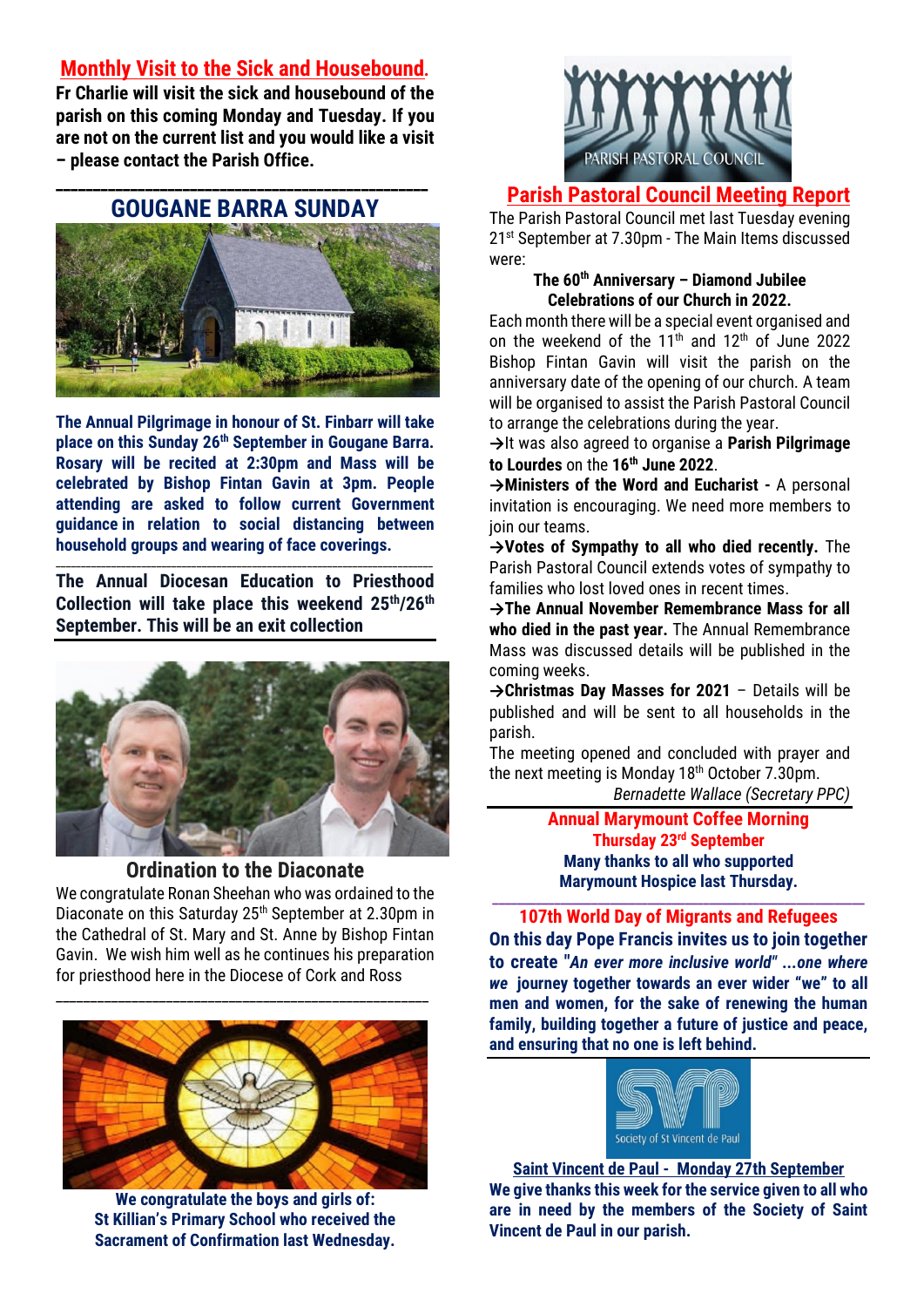## Monthly Visit to the Sick and Housebound.

**Fr Charlie will visit the sick and housebound of the parish on this coming Monday and Tuesday. If you are not on the current list and you would like a visit – please contact the Parish Office.**

---

## GOUGANE BARRA SUNDAY

**The Annual Pilgrimage in honour of St. Finbarr will take place on this Sunday 26th September in Gougane Barra. Rosary will be recited at 2:30pm and Mass will be celebrated by Bishop Fintan Gavin at 3pm. People attending are asked to follow current Government guidance in relation to social distancing between household groups and wearing of face coverings.**

---

**The Annual Diocesan Education to Priesthood Collection will take place this weekend 25th/26th September. This will be an exit collection**

---

### Ordination to the Diaconate

We congratulate Ronan Sheehan who was ordained to the Diaconate on this Saturday 25th September at 2.30pm in the Cathedral of St. Mary and St. Anne by Bishop Fintan Gavin. We wish him well as he continues his preparation for priesthood here in the Diocese of Cork and Ross

---

**We congratulate the boys and girls of: St Killian's Primary School who received the Sacrament of Confirmation last Wednesday.**

PARISH PASTORAL COUNCIL

## Parish Pastoral Council Meeting Report

The Parish Pastoral Council met last Tuesday evening 21st September at 7.30pm - The Main Items discussed were:

**The 60th Anniversary – Diamond Jubilee Celebrations of our Church in 2022.**

Each month there will be a special event organised and on the weekend of the 11th and 12th of June 2022 Bishop Fintan Gavin will visit the parish on the anniversary date of the opening of our church. A team will be organised to assist the Parish Pastoral Council to arrange the celebrations during the year.

→It was also agreed to organise a **Parish Pilgrimage to Lourdes** on the **16th June 2022**.

→**Ministers of the Word and Eucharist -** A personal invitation is encouraging. We need more members to join our teams.

→**Votes of Sympathy to all who died recently.** The Parish Pastoral Council extends votes of sympathy to families who lost loved ones in recent times.

→**The Annual November Remembrance Mass for all who died in the past year.** The Annual Remembrance Mass was discussed details will be published in the coming weeks.

→**Christmas Day Masses for 2021** – Details will be published and will be sent to all households in the parish.

The meeting opened and concluded with prayer and the next meeting is Monday 18th October 7.30pm.

*Bernadette Wallace (Secretary PPC)*

---

**Annual Marymount Coffee Morning**
**Thursday 23rd September**
**Many thanks to all who supported Marymount Hospice last Thursday.**

---

**107th World Day of Migrants and Refugees**

**On this day Pope Francis invites us to join together to create "*An ever more inclusive world*" *...one where we* journey together towards an ever wider "we" to all men and women, for the sake of renewing the human family, building together a future of justice and peace, and ensuring that no one is left behind.**

---

Society of St Vincent de Paul

**Saint Vincent de Paul - Monday 27th September**

**We give thanks this week for the service given to all who are in need by the members of the Society of Saint Vincent de Paul in our parish.**